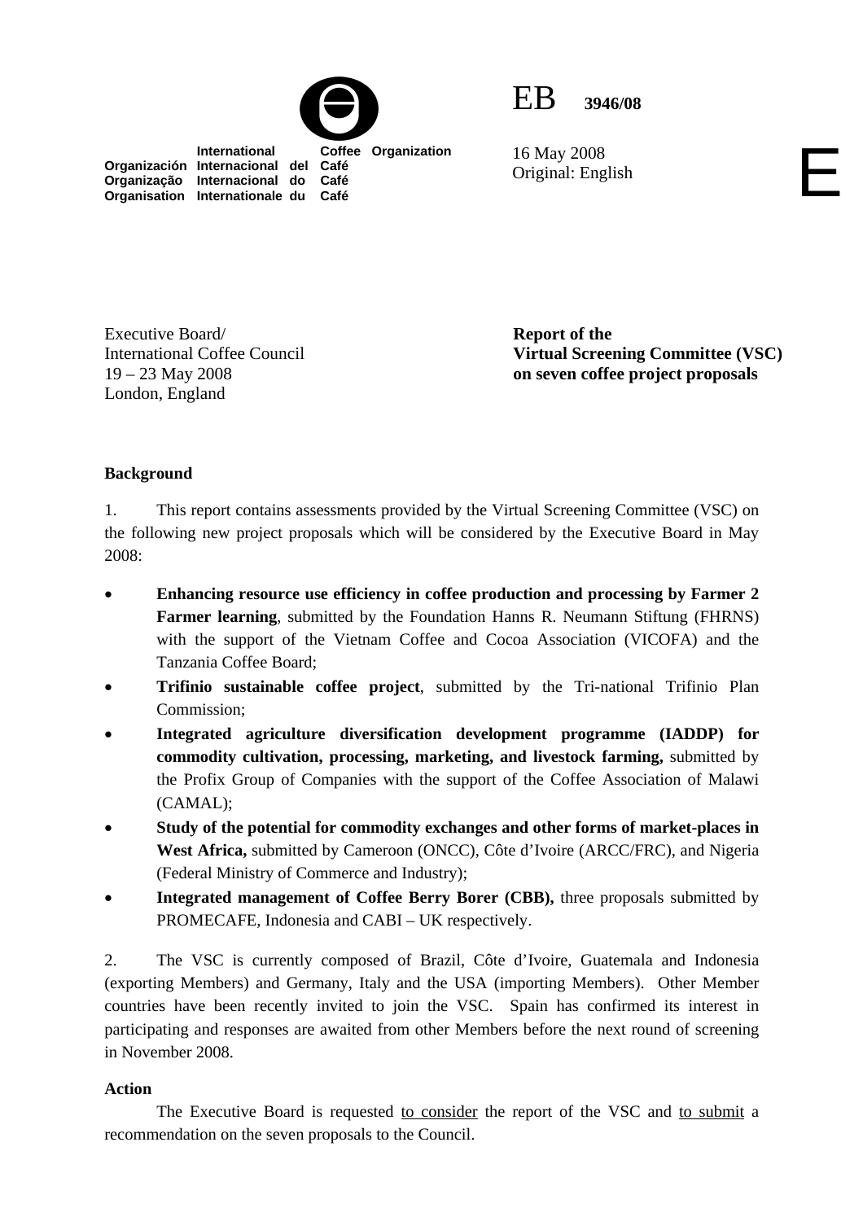International Coffee Organization
Organización Internacional del Café
Organização Internacional do Café
Organisation Internationale du Café

EB 3946/08

16 May 2008
Original: English

E

Executive Board/
International Coffee Council
19 – 23 May 2008
London, England

**Report of the Virtual Screening Committee (VSC) on seven coffee project proposals**

## Background

1. This report contains assessments provided by the Virtual Screening Committee (VSC) on the following new project proposals which will be considered by the Executive Board in May 2008:

- **Enhancing resource use efficiency in coffee production and processing by Farmer 2 Farmer learning**, submitted by the Foundation Hanns R. Neumann Stiftung (FHRNS) with the support of the Vietnam Coffee and Cocoa Association (VICOFA) and the Tanzania Coffee Board;
- **Trifinio sustainable coffee project**, submitted by the Tri-national Trifinio Plan Commission;
- **Integrated agriculture diversification development programme (IADDP) for commodity cultivation, processing, marketing, and livestock farming,** submitted by the Profix Group of Companies with the support of the Coffee Association of Malawi (CAMAL);
- **Study of the potential for commodity exchanges and other forms of market-places in West Africa,** submitted by Cameroon (ONCC), Côte d'Ivoire (ARCC/FRC), and Nigeria (Federal Ministry of Commerce and Industry);
- **Integrated management of Coffee Berry Borer (CBB),** three proposals submitted by PROMECAFE, Indonesia and CABI – UK respectively.

2. The VSC is currently composed of Brazil, Côte d'Ivoire, Guatemala and Indonesia (exporting Members) and Germany, Italy and the USA (importing Members). Other Member countries have been recently invited to join the VSC. Spain has confirmed its interest in participating and responses are awaited from other Members before the next round of screening in November 2008.

## Action

The Executive Board is requested to consider the report of the VSC and to submit a recommendation on the seven proposals to the Council.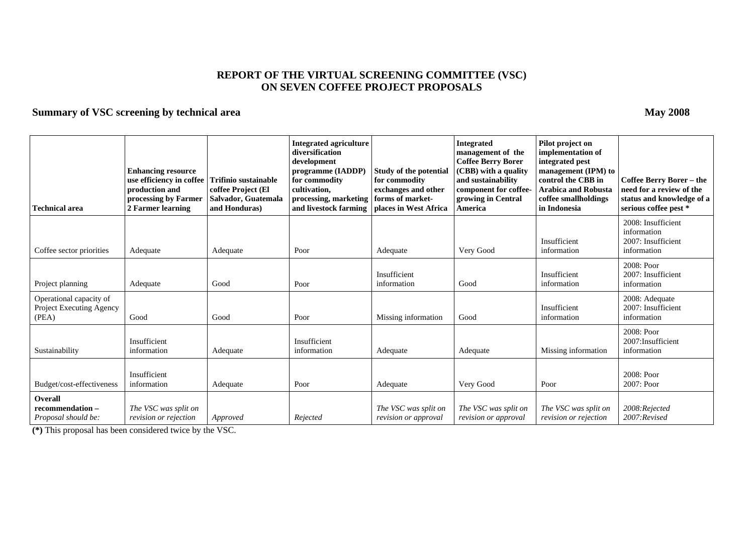# REPORT OF THE VIRTUAL SCREENING COMMITTEE (VSC) ON SEVEN COFFEE PROJECT PROPOSALS

## Summary of VSC screening by technical area

**May 2008**

| **Technical area** | **Enhancing resource use efficiency in coffee production and processing by Farmer 2 Farmer learning** | **Trifinio sustainable coffee Project (El Salvador, Guatemala and Honduras)** | **Integrated agriculture diversification development programme (IADDP) for commodity cultivation, processing, marketing and livestock farming** | **Study of the potential for commodity exchanges and other forms of market-places in West Africa** | **Integrated management of the Coffee Berry Borer (CBB) with a quality and sustainability component for coffee-growing in Central America** | **Pilot project on implementation of integrated pest management (IPM) to control the CBB in Arabica and Robusta coffee smallholdings in Indonesia** | **Coffee Berry Borer – the need for a review of the status and knowledge of a serious coffee pest *** |
|---|---|---|---|---|---|---|---|
| Coffee sector priorities | Adequate | Adequate | Poor | Adequate | Very Good | Insufficient information | 2008: Insufficient information<br>2007: Insufficient information |
| Project planning | Adequate | Good | Poor | Insufficient information | Good | Insufficient information | 2008: Poor<br>2007: Insufficient information |
| Operational capacity of Project Executing Agency (PEA) | Good | Good | Poor | Missing information | Good | Insufficient information | 2008: Adequate<br>2007: Insufficient information |
| Sustainability | Insufficient information | Adequate | Insufficient information | Adequate | Adequate | Missing information | 2008: Poor<br>2007:Insufficient information |
| Budget/cost-effectiveness | Insufficient information | Adequate | Poor | Adequate | Very Good | Poor | 2008: Poor<br>2007: Poor |
| **Overall recommendation –** *Proposal should be:* | *The VSC was split on revision or rejection* | *Approved* | *Rejected* | *The VSC was split on revision or approval* | *The VSC was split on revision or approval* | *The VSC was split on revision or rejection* | *2008:Rejected*<br>*2007:Revised* |

**(*)** This proposal has been considered twice by the VSC.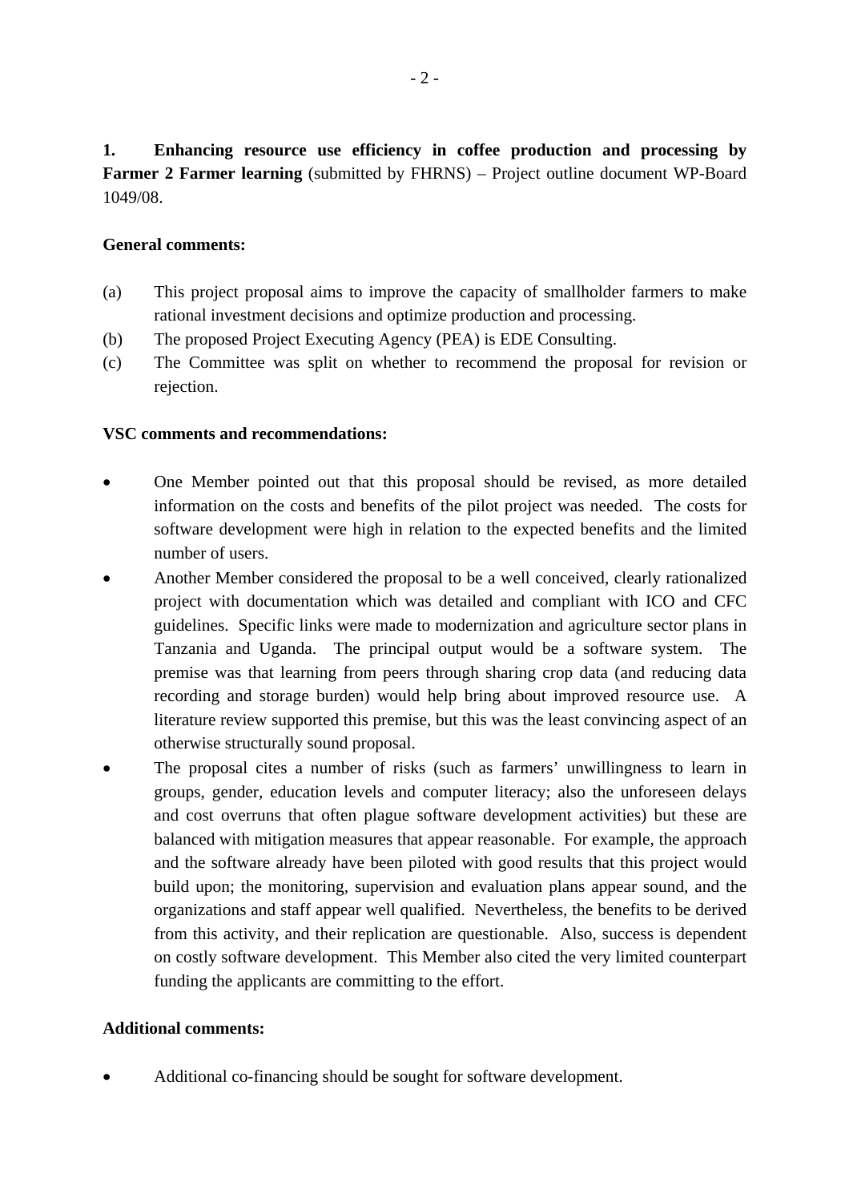**1. Enhancing resource use efficiency in coffee production and processing by Farmer 2 Farmer learning** (submitted by FHRNS) – Project outline document WP-Board 1049/08.

**General comments:**

(a) This project proposal aims to improve the capacity of smallholder farmers to make rational investment decisions and optimize production and processing.

(b) The proposed Project Executing Agency (PEA) is EDE Consulting.

(c) The Committee was split on whether to recommend the proposal for revision or rejection.

**VSC comments and recommendations:**

- One Member pointed out that this proposal should be revised, as more detailed information on the costs and benefits of the pilot project was needed. The costs for software development were high in relation to the expected benefits and the limited number of users.
- Another Member considered the proposal to be a well conceived, clearly rationalized project with documentation which was detailed and compliant with ICO and CFC guidelines. Specific links were made to modernization and agriculture sector plans in Tanzania and Uganda. The principal output would be a software system. The premise was that learning from peers through sharing crop data (and reducing data recording and storage burden) would help bring about improved resource use. A literature review supported this premise, but this was the least convincing aspect of an otherwise structurally sound proposal.
- The proposal cites a number of risks (such as farmers' unwillingness to learn in groups, gender, education levels and computer literacy; also the unforeseen delays and cost overruns that often plague software development activities) but these are balanced with mitigation measures that appear reasonable. For example, the approach and the software already have been piloted with good results that this project would build upon; the monitoring, supervision and evaluation plans appear sound, and the organizations and staff appear well qualified. Nevertheless, the benefits to be derived from this activity, and their replication are questionable. Also, success is dependent on costly software development. This Member also cited the very limited counterpart funding the applicants are committing to the effort.

**Additional comments:**

- Additional co-financing should be sought for software development.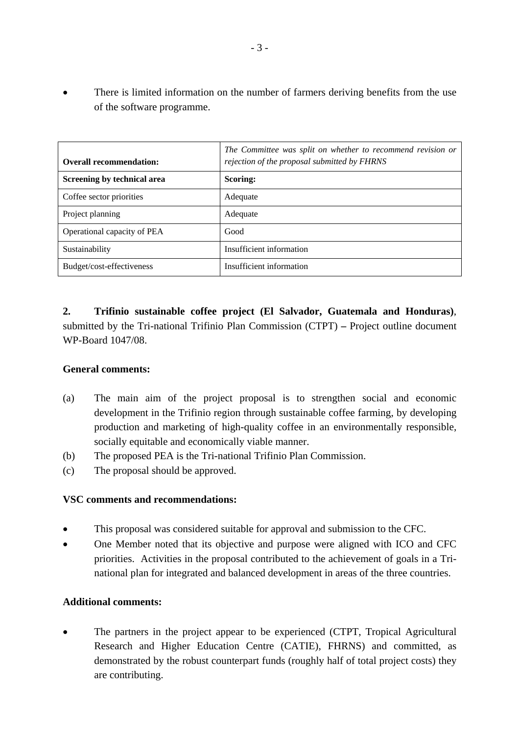- There is limited information on the number of farmers deriving benefits from the use of the software programme.

| **Overall recommendation:** | *The Committee was split on whether to recommend revision or rejection of the proposal submitted by FHRNS* |
|---|---|
| **Screening by technical area** | **Scoring:** |
| Coffee sector priorities | Adequate |
| Project planning | Adequate |
| Operational capacity of PEA | Good |
| Sustainability | Insufficient information |
| Budget/cost-effectiveness | Insufficient information |

**2. Trifinio sustainable coffee project (El Salvador, Guatemala and Honduras)**, submitted by the Tri-national Trifinio Plan Commission (CTPT) **–** Project outline document WP-Board 1047/08.

**General comments:**

(a) The main aim of the project proposal is to strengthen social and economic development in the Trifinio region through sustainable coffee farming, by developing production and marketing of high-quality coffee in an environmentally responsible, socially equitable and economically viable manner.

(b) The proposed PEA is the Tri-national Trifinio Plan Commission.

(c) The proposal should be approved.

**VSC comments and recommendations:**

- This proposal was considered suitable for approval and submission to the CFC.
- One Member noted that its objective and purpose were aligned with ICO and CFC priorities. Activities in the proposal contributed to the achievement of goals in a Tri-national plan for integrated and balanced development in areas of the three countries.

**Additional comments:**

- The partners in the project appear to be experienced (CTPT, Tropical Agricultural Research and Higher Education Centre (CATIE), FHRNS) and committed, as demonstrated by the robust counterpart funds (roughly half of total project costs) they are contributing.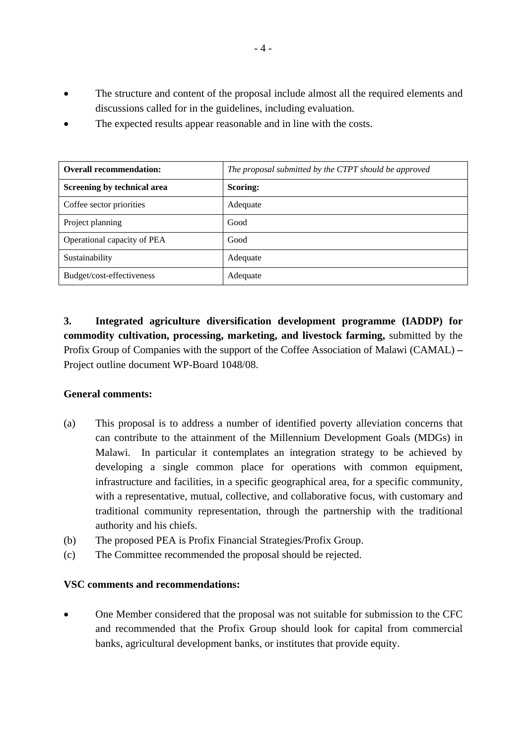- The structure and content of the proposal include almost all the required elements and discussions called for in the guidelines, including evaluation.
- The expected results appear reasonable and in line with the costs.

| **Overall recommendation:** | *The proposal submitted by the CTPT should be approved* |
|---|---|
| **Screening by technical area** | **Scoring:** |
| Coffee sector priorities | Adequate |
| Project planning | Good |
| Operational capacity of PEA | Good |
| Sustainability | Adequate |
| Budget/cost-effectiveness | Adequate |

**3. Integrated agriculture diversification development programme (IADDP) for commodity cultivation, processing, marketing, and livestock farming,** submitted by the Profix Group of Companies with the support of the Coffee Association of Malawi (CAMAL) **–** Project outline document WP-Board 1048/08.

**General comments:**

(a) This proposal is to address a number of identified poverty alleviation concerns that can contribute to the attainment of the Millennium Development Goals (MDGs) in Malawi. In particular it contemplates an integration strategy to be achieved by developing a single common place for operations with common equipment, infrastructure and facilities, in a specific geographical area, for a specific community, with a representative, mutual, collective, and collaborative focus, with customary and traditional community representation, through the partnership with the traditional authority and his chiefs.

(b) The proposed PEA is Profix Financial Strategies/Profix Group.

(c) The Committee recommended the proposal should be rejected.

**VSC comments and recommendations:**

- One Member considered that the proposal was not suitable for submission to the CFC and recommended that the Profix Group should look for capital from commercial banks, agricultural development banks, or institutes that provide equity.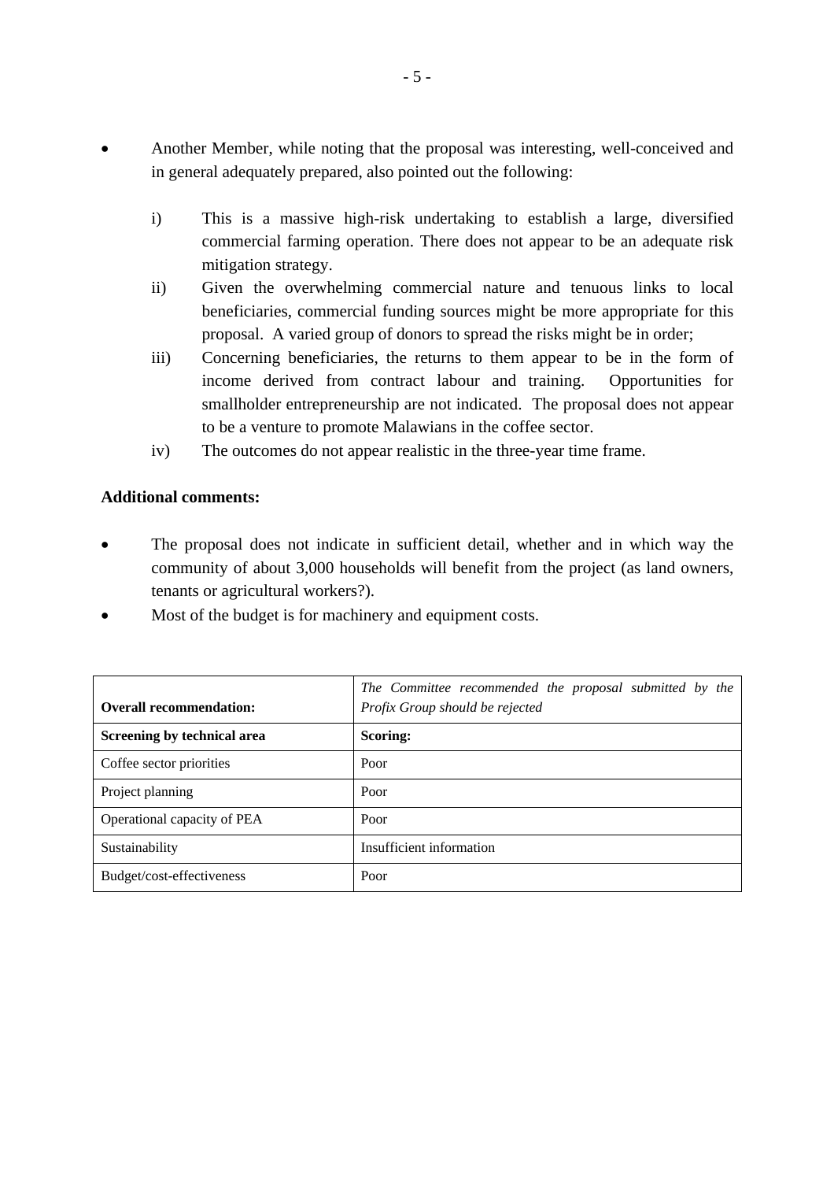- Another Member, while noting that the proposal was interesting, well-conceived and in general adequately prepared, also pointed out the following:

  i) This is a massive high-risk undertaking to establish a large, diversified commercial farming operation. There does not appear to be an adequate risk mitigation strategy.

  ii) Given the overwhelming commercial nature and tenuous links to local beneficiaries, commercial funding sources might be more appropriate for this proposal. A varied group of donors to spread the risks might be in order;

  iii) Concerning beneficiaries, the returns to them appear to be in the form of income derived from contract labour and training. Opportunities for smallholder entrepreneurship are not indicated. The proposal does not appear to be a venture to promote Malawians in the coffee sector.

  iv) The outcomes do not appear realistic in the three-year time frame.

**Additional comments:**

- The proposal does not indicate in sufficient detail, whether and in which way the community of about 3,000 households will benefit from the project (as land owners, tenants or agricultural workers?).
- Most of the budget is for machinery and equipment costs.

| **Overall recommendation:** | *The Committee recommended the proposal submitted by the Profix Group should be rejected* |
|---|---|
| **Screening by technical area** | **Scoring:** |
| Coffee sector priorities | Poor |
| Project planning | Poor |
| Operational capacity of PEA | Poor |
| Sustainability | Insufficient information |
| Budget/cost-effectiveness | Poor |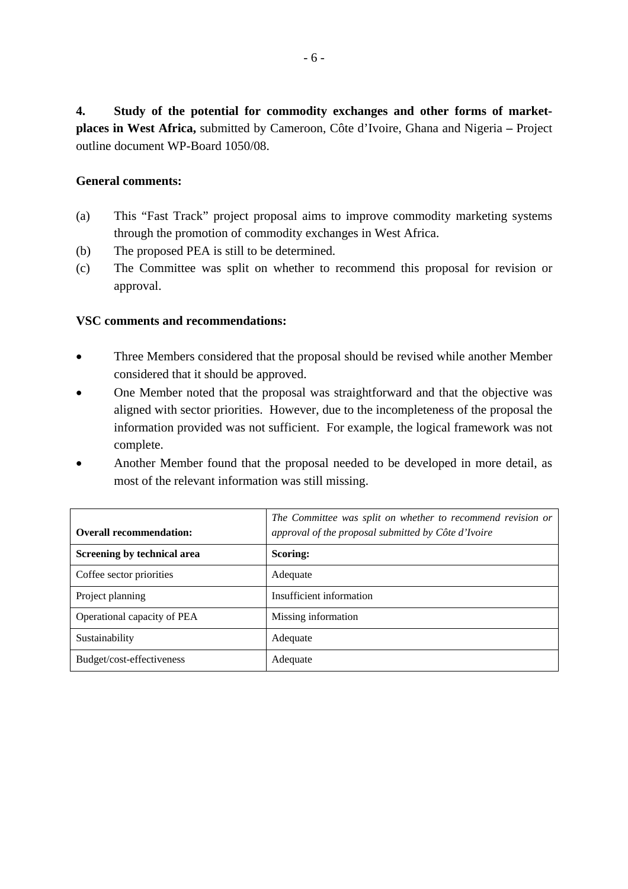**4. Study of the potential for commodity exchanges and other forms of market-places in West Africa,** submitted by Cameroon, Côte d'Ivoire, Ghana and Nigeria **–** Project outline document WP-Board 1050/08.

**General comments:**

(a) This "Fast Track" project proposal aims to improve commodity marketing systems through the promotion of commodity exchanges in West Africa.

(b) The proposed PEA is still to be determined.

(c) The Committee was split on whether to recommend this proposal for revision or approval.

**VSC comments and recommendations:**

- Three Members considered that the proposal should be revised while another Member considered that it should be approved.
- One Member noted that the proposal was straightforward and that the objective was aligned with sector priorities. However, due to the incompleteness of the proposal the information provided was not sufficient. For example, the logical framework was not complete.
- Another Member found that the proposal needed to be developed in more detail, as most of the relevant information was still missing.

| **Overall recommendation:** | *The Committee was split on whether to recommend revision or approval of the proposal submitted by Côte d'Ivoire* |
|---|---|
| **Screening by technical area** | **Scoring:** |
| Coffee sector priorities | Adequate |
| Project planning | Insufficient information |
| Operational capacity of PEA | Missing information |
| Sustainability | Adequate |
| Budget/cost-effectiveness | Adequate |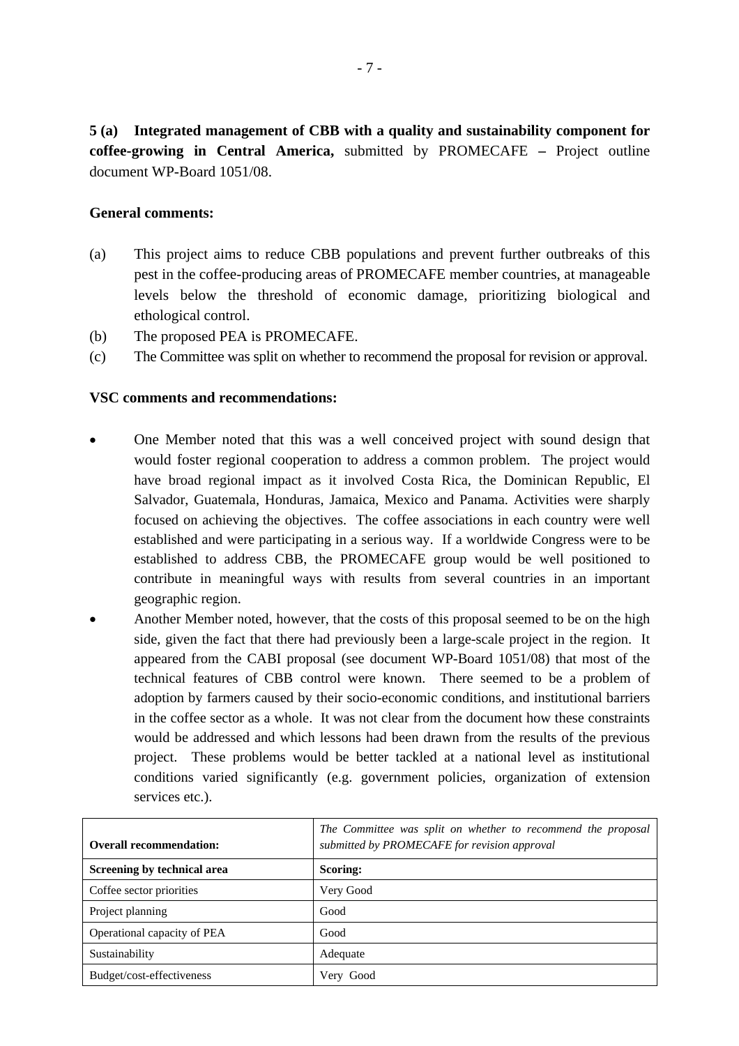**5 (a) Integrated management of CBB with a quality and sustainability component for coffee-growing in Central America,** submitted by PROMECAFE **–** Project outline document WP-Board 1051/08.

**General comments:**

(a) This project aims to reduce CBB populations and prevent further outbreaks of this pest in the coffee-producing areas of PROMECAFE member countries, at manageable levels below the threshold of economic damage, prioritizing biological and ethological control.

(b) The proposed PEA is PROMECAFE.

(c) The Committee was split on whether to recommend the proposal for revision or approval.

**VSC comments and recommendations:**

- One Member noted that this was a well conceived project with sound design that would foster regional cooperation to address a common problem. The project would have broad regional impact as it involved Costa Rica, the Dominican Republic, El Salvador, Guatemala, Honduras, Jamaica, Mexico and Panama. Activities were sharply focused on achieving the objectives. The coffee associations in each country were well established and were participating in a serious way. If a worldwide Congress were to be established to address CBB, the PROMECAFE group would be well positioned to contribute in meaningful ways with results from several countries in an important geographic region.
- Another Member noted, however, that the costs of this proposal seemed to be on the high side, given the fact that there had previously been a large-scale project in the region. It appeared from the CABI proposal (see document WP-Board 1051/08) that most of the technical features of CBB control were known. There seemed to be a problem of adoption by farmers caused by their socio-economic conditions, and institutional barriers in the coffee sector as a whole. It was not clear from the document how these constraints would be addressed and which lessons had been drawn from the results of the previous project. These problems would be better tackled at a national level as institutional conditions varied significantly (e.g. government policies, organization of extension services etc.).

| **Overall recommendation:** | *The Committee was split on whether to recommend the proposal submitted by PROMECAFE for revision approval* |
|---|---|
| **Screening by technical area** | **Scoring:** |
| Coffee sector priorities | Very Good |
| Project planning | Good |
| Operational capacity of PEA | Good |
| Sustainability | Adequate |
| Budget/cost-effectiveness | Very Good |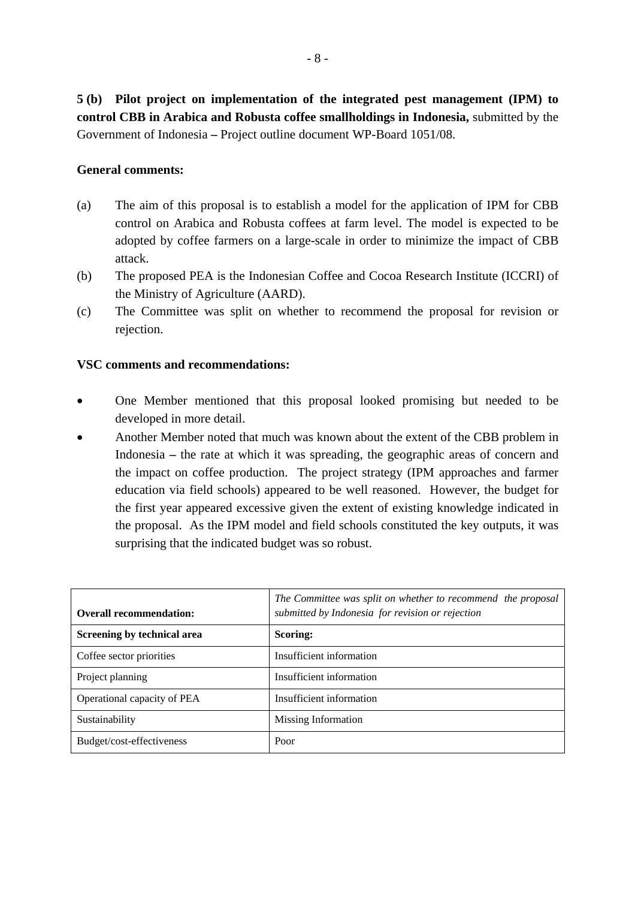**5 (b) Pilot project on implementation of the integrated pest management (IPM) to control CBB in Arabica and Robusta coffee smallholdings in Indonesia,** submitted by the Government of Indonesia **–** Project outline document WP-Board 1051/08.

**General comments:**

(a) The aim of this proposal is to establish a model for the application of IPM for CBB control on Arabica and Robusta coffees at farm level. The model is expected to be adopted by coffee farmers on a large-scale in order to minimize the impact of CBB attack.

(b) The proposed PEA is the Indonesian Coffee and Cocoa Research Institute (ICCRI) of the Ministry of Agriculture (AARD).

(c) The Committee was split on whether to recommend the proposal for revision or rejection.

**VSC comments and recommendations:**

- One Member mentioned that this proposal looked promising but needed to be developed in more detail.
- Another Member noted that much was known about the extent of the CBB problem in Indonesia **–** the rate at which it was spreading, the geographic areas of concern and the impact on coffee production. The project strategy (IPM approaches and farmer education via field schools) appeared to be well reasoned. However, the budget for the first year appeared excessive given the extent of existing knowledge indicated in the proposal. As the IPM model and field schools constituted the key outputs, it was surprising that the indicated budget was so robust.

| **Overall recommendation:** | *The Committee was split on whether to recommend the proposal submitted by Indonesia for revision or rejection* |
|---|---|
| **Screening by technical area** | **Scoring:** |
| Coffee sector priorities | Insufficient information |
| Project planning | Insufficient information |
| Operational capacity of PEA | Insufficient information |
| Sustainability | Missing Information |
| Budget/cost-effectiveness | Poor |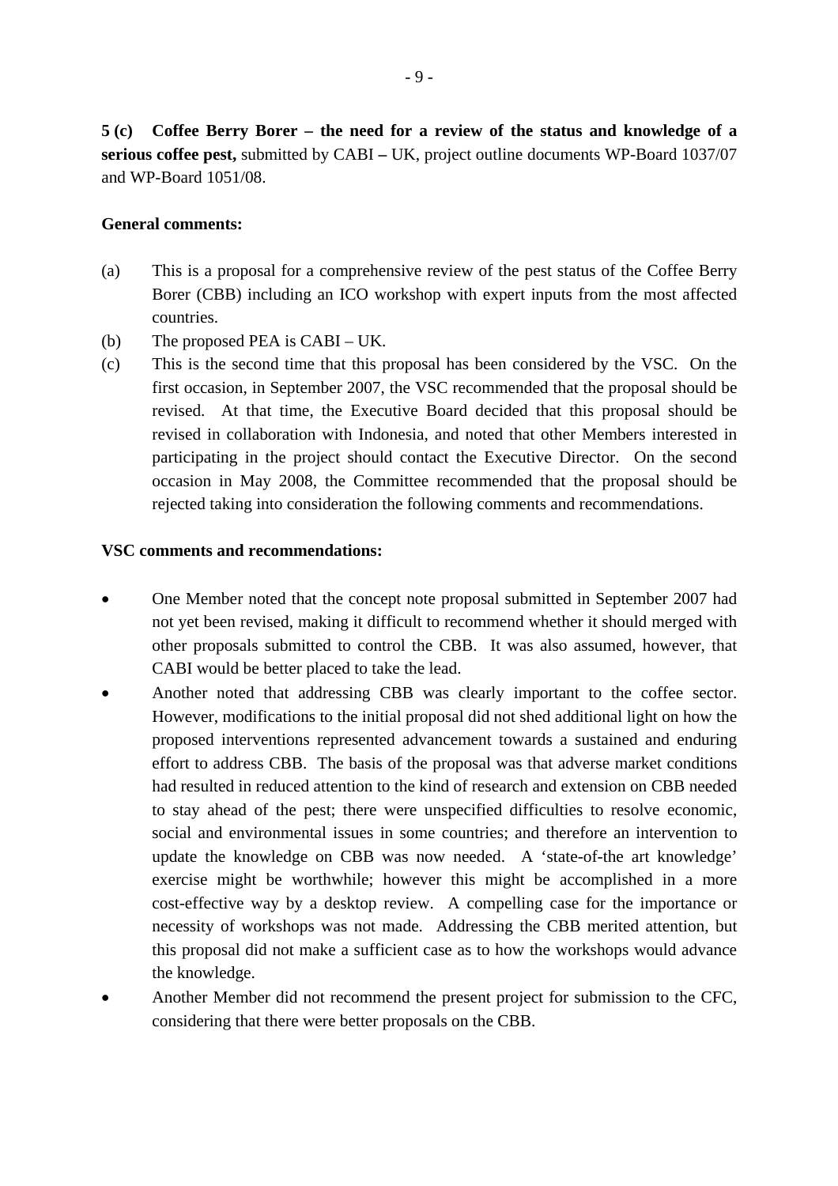**5 (c) Coffee Berry Borer – the need for a review of the status and knowledge of a serious coffee pest,** submitted by CABI **–** UK, project outline documents WP-Board 1037/07 and WP-Board 1051/08.

**General comments:**

(a) This is a proposal for a comprehensive review of the pest status of the Coffee Berry Borer (CBB) including an ICO workshop with expert inputs from the most affected countries.

(b) The proposed PEA is CABI – UK.

(c) This is the second time that this proposal has been considered by the VSC. On the first occasion, in September 2007, the VSC recommended that the proposal should be revised. At that time, the Executive Board decided that this proposal should be revised in collaboration with Indonesia, and noted that other Members interested in participating in the project should contact the Executive Director. On the second occasion in May 2008, the Committee recommended that the proposal should be rejected taking into consideration the following comments and recommendations.

**VSC comments and recommendations:**

- One Member noted that the concept note proposal submitted in September 2007 had not yet been revised, making it difficult to recommend whether it should merged with other proposals submitted to control the CBB. It was also assumed, however, that CABI would be better placed to take the lead.
- Another noted that addressing CBB was clearly important to the coffee sector. However, modifications to the initial proposal did not shed additional light on how the proposed interventions represented advancement towards a sustained and enduring effort to address CBB. The basis of the proposal was that adverse market conditions had resulted in reduced attention to the kind of research and extension on CBB needed to stay ahead of the pest; there were unspecified difficulties to resolve economic, social and environmental issues in some countries; and therefore an intervention to update the knowledge on CBB was now needed. A 'state-of-the art knowledge' exercise might be worthwhile; however this might be accomplished in a more cost-effective way by a desktop review. A compelling case for the importance or necessity of workshops was not made. Addressing the CBB merited attention, but this proposal did not make a sufficient case as to how the workshops would advance the knowledge.
- Another Member did not recommend the present project for submission to the CFC, considering that there were better proposals on the CBB.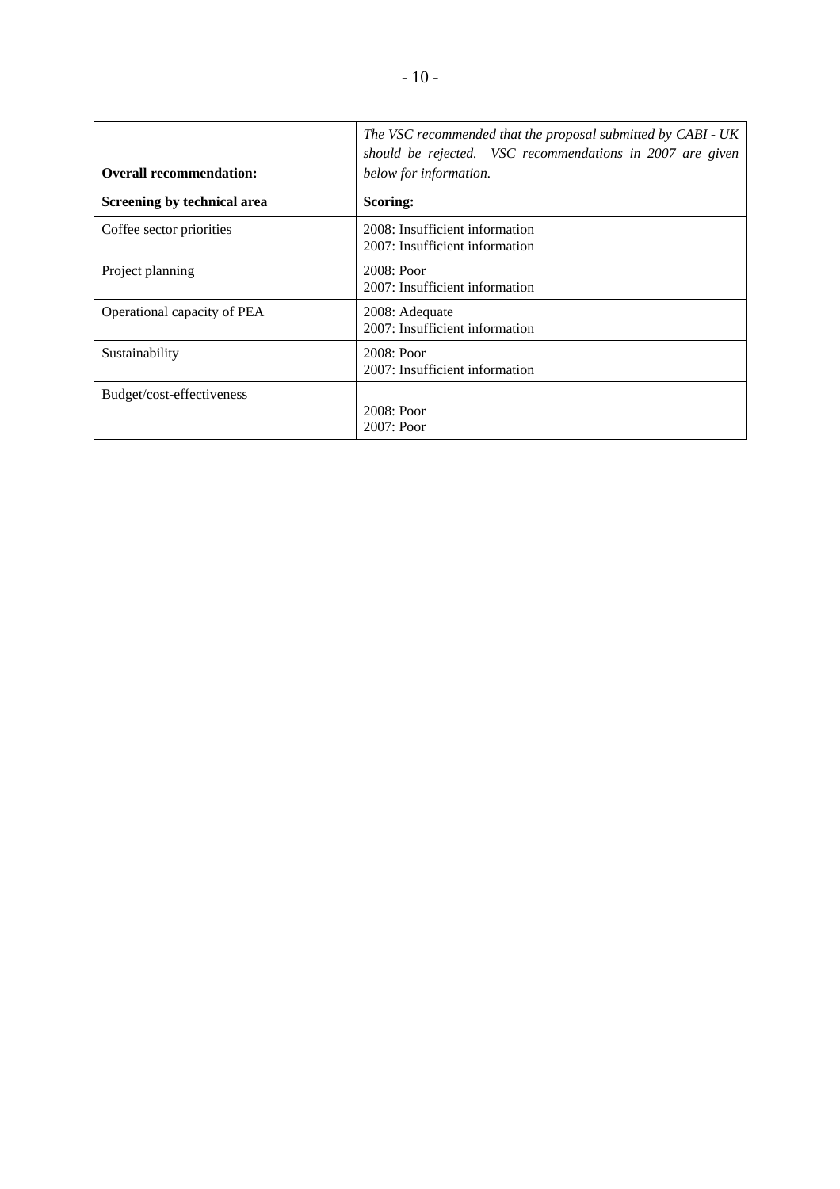| **Overall recommendation:** | *The VSC recommended that the proposal submitted by CABI - UK should be rejected. VSC recommendations in 2007 are given below for information.* |
|---|---|
| **Screening by technical area** | **Scoring:** |
| Coffee sector priorities | 2008: Insufficient information<br>2007: Insufficient information |
| Project planning | 2008: Poor<br>2007: Insufficient information |
| Operational capacity of PEA | 2008: Adequate<br>2007: Insufficient information |
| Sustainability | 2008: Poor<br>2007: Insufficient information |
| Budget/cost-effectiveness | 2008: Poor<br>2007: Poor |